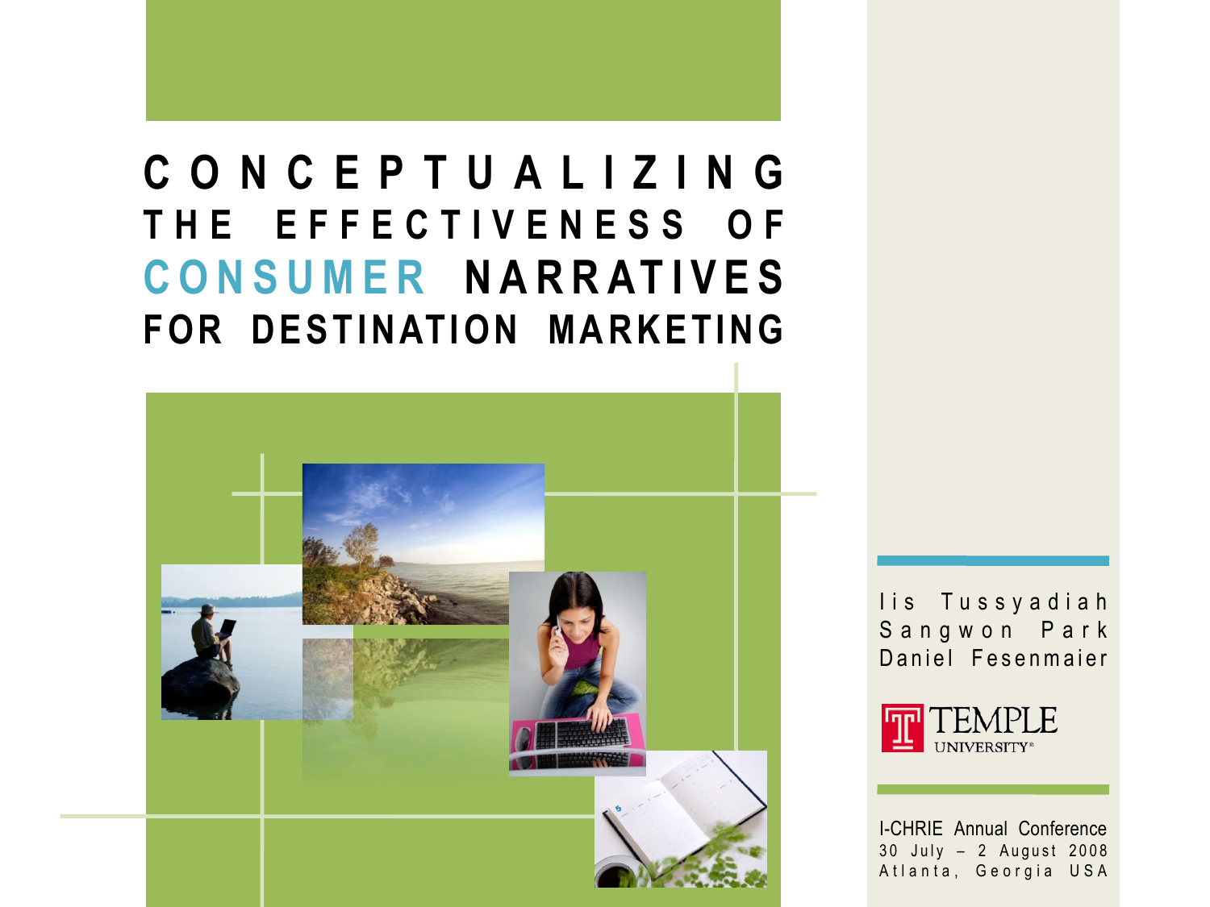# CONCEPTUALIZING THE EFFECTIVENESS OF CONSUMER NARRATIVES FOR DESTINATION MARKETING

Iis Tussyadiah
Sangwon Park
Daniel Fesenmaier

TEMPLE UNIVERSITY

I-CHRIE Annual Conference
30 July – 2 August 2008
Atlanta, Georgia USA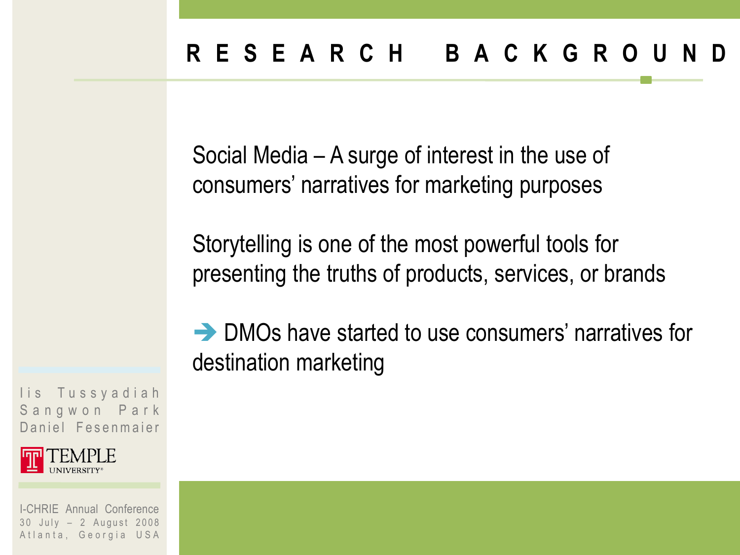# RESEARCH BACKGROUND

Social Media – A surge of interest in the use of consumers' narratives for marketing purposes

Storytelling is one of the most powerful tools for presenting the truths of products, services, or brands

➔ DMOs have started to use consumers' narratives for destination marketing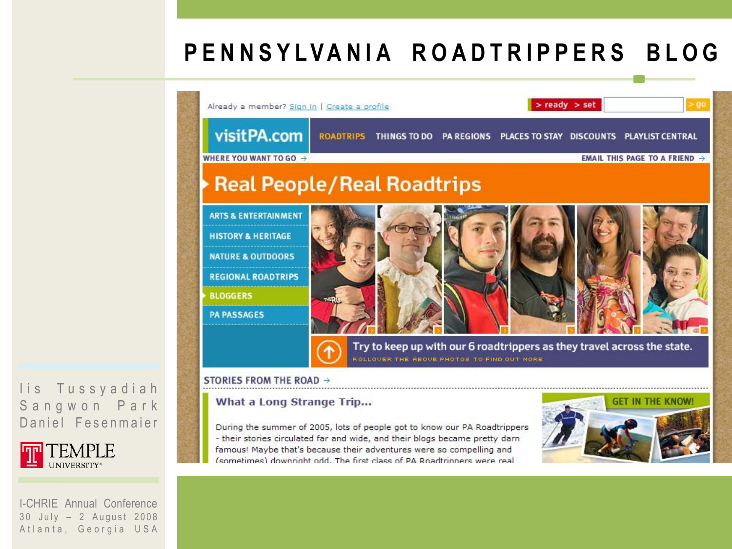# PENNSYLVANIA ROADTRIPPERS BLOG

Already a member? Sign in | Create a profile

> ready > set > go

visitPA.com

ROADTRIPS | THINGS TO DO | PA REGIONS | PLACES TO STAY | DISCOUNTS | PLAYLIST CENTRAL

WHERE YOU WANT TO GO →

EMAIL THIS PAGE TO A FRIEND →

## Real People/Real Roadtrips

- ARTS & ENTERTAINMENT
- HISTORY & HERITAGE
- NATURE & OUTDOORS
- REGIONAL ROADTRIPS
- BLOGGERS
- PA PASSAGES

Try to keep up with our 6 roadtrippers as they travel across the state.

ROLLOVER THE ABOVE PHOTOS TO FIND OUT MORE

STORIES FROM THE ROAD →

### What a Long Strange Trip...

During the summer of 2005, lots of people got to know our PA Roadtrippers - their stories circulated far and wide, and their blogs became pretty darn famous! Maybe that's because their adventures were so compelling and (sometimes) downright odd. The first class of PA Roadtrippers were real

GET IN THE KNOW!

Iis Tussyadiah
Sangwon Park
Daniel Fesenmaier

TEMPLE UNIVERSITY

I-CHRIE Annual Conference
30 July – 2 August 2008
Atlanta, Georgia USA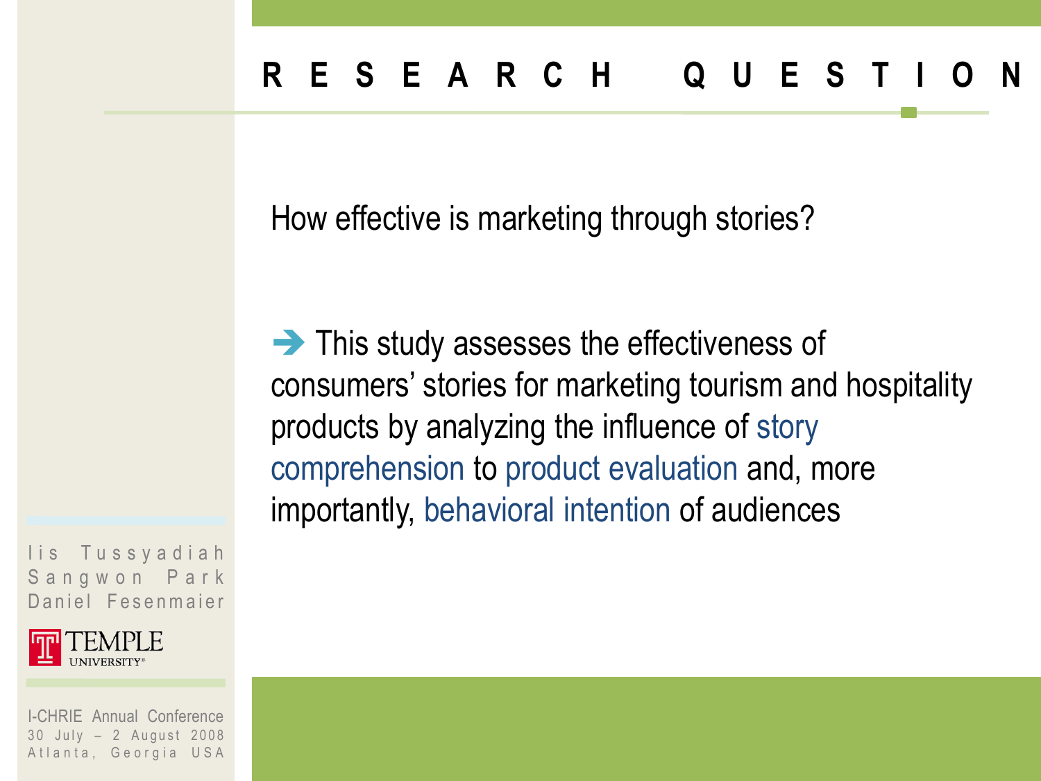# RESEARCH QUESTION

How effective is marketing through stories?

➔ This study assesses the effectiveness of consumers' stories for marketing tourism and hospitality products by analyzing the influence of story comprehension to product evaluation and, more importantly, behavioral intention of audiences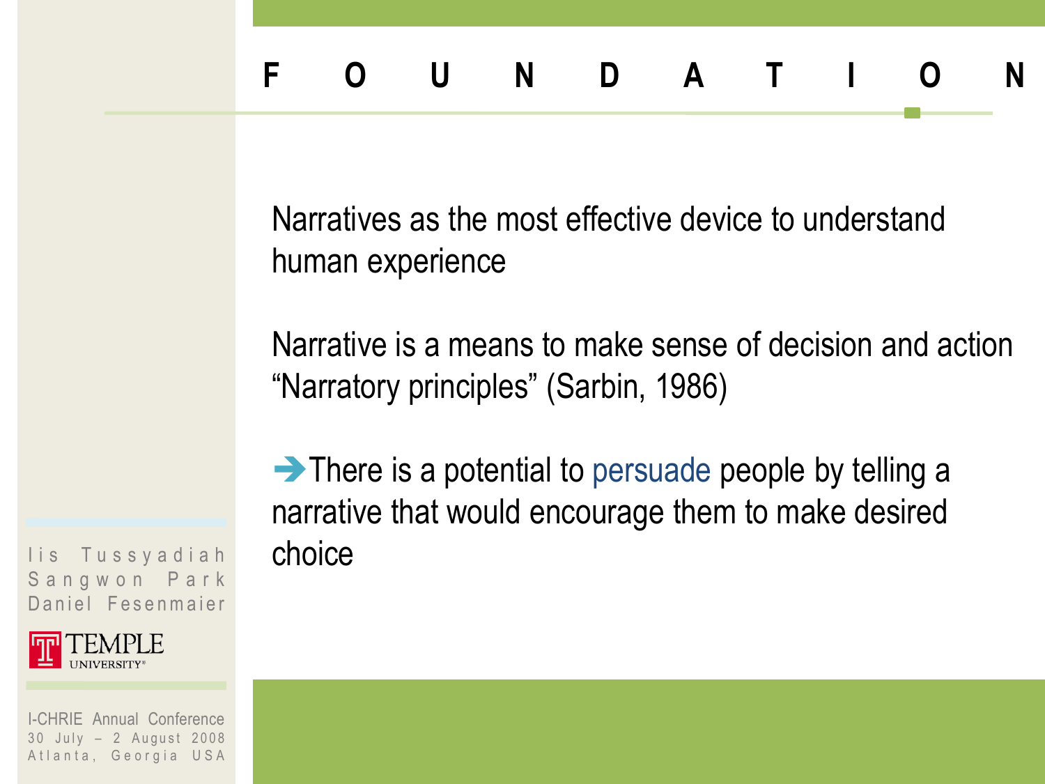# FOUNDATION

Narratives as the most effective device to understand human experience

Narrative is a means to make sense of decision and action
"Narratory principles" (Sarbin, 1986)

➔ There is a potential to persuade people by telling a narrative that would encourage them to make desired choice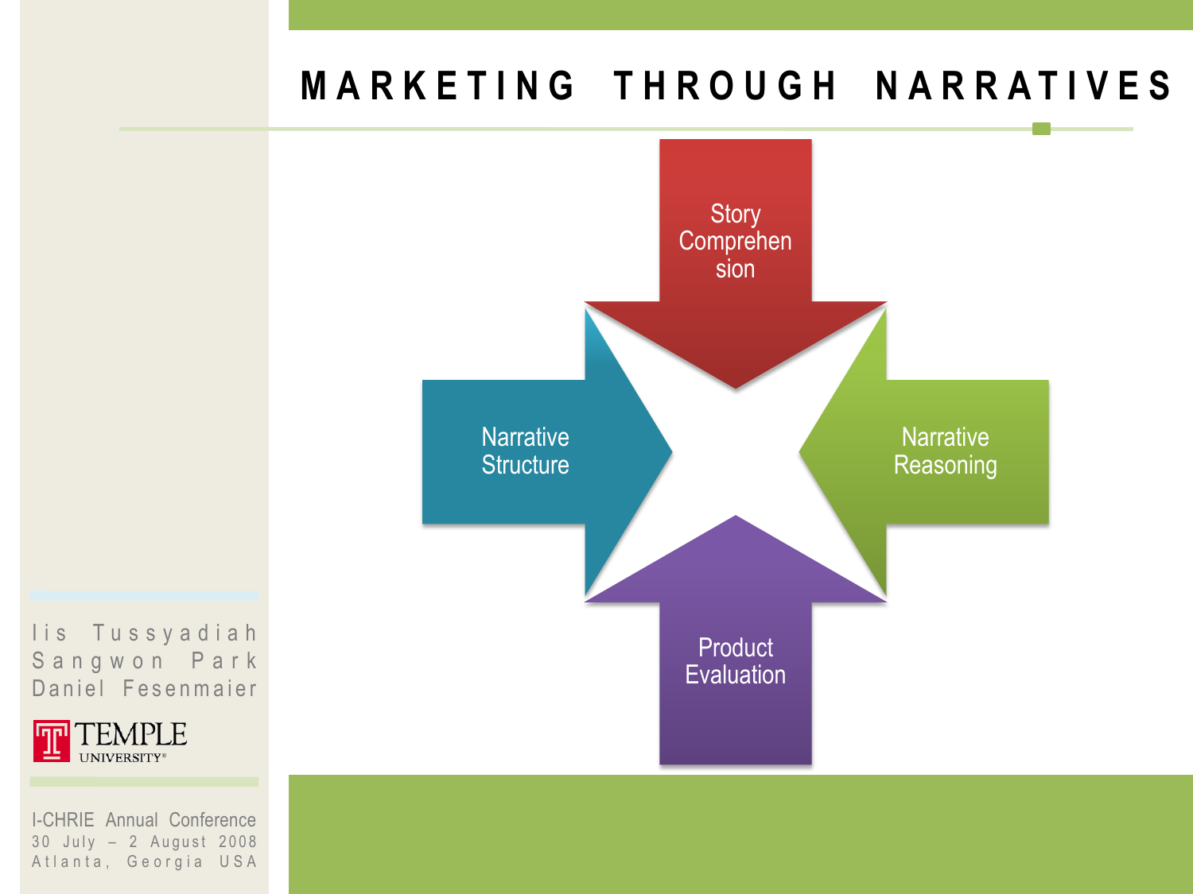# MARKETING THROUGH NARRATIVES

- Story Comprehension
- Narrative Structure
- Narrative Reasoning
- Product Evaluation

Iis Tussyadiah
Sangwon Park
Daniel Fesenmaier

TEMPLE UNIVERSITY

I-CHRIE Annual Conference
30 July – 2 August 2008
Atlanta, Georgia USA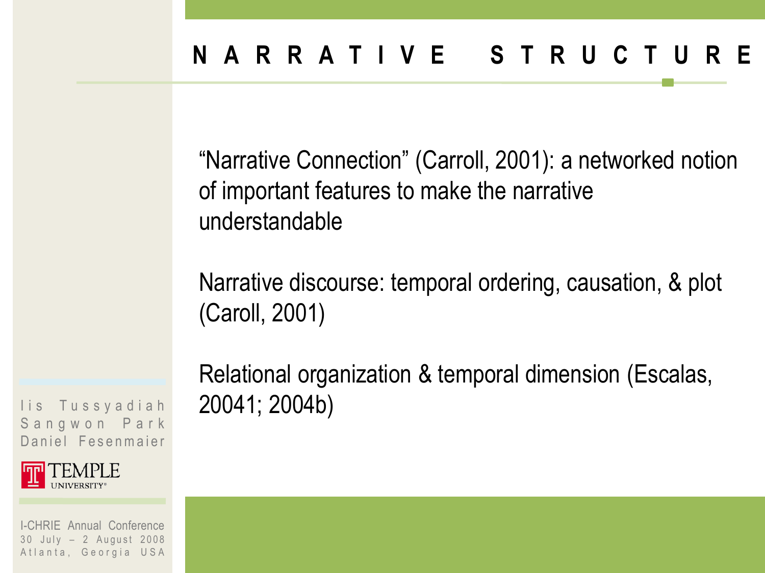# NARRATIVE STRUCTURE

"Narrative Connection" (Carroll, 2001): a networked notion of important features to make the narrative understandable

Narrative discourse: temporal ordering, causation, & plot (Caroll, 2001)

Relational organization & temporal dimension (Escalas, 20041; 2004b)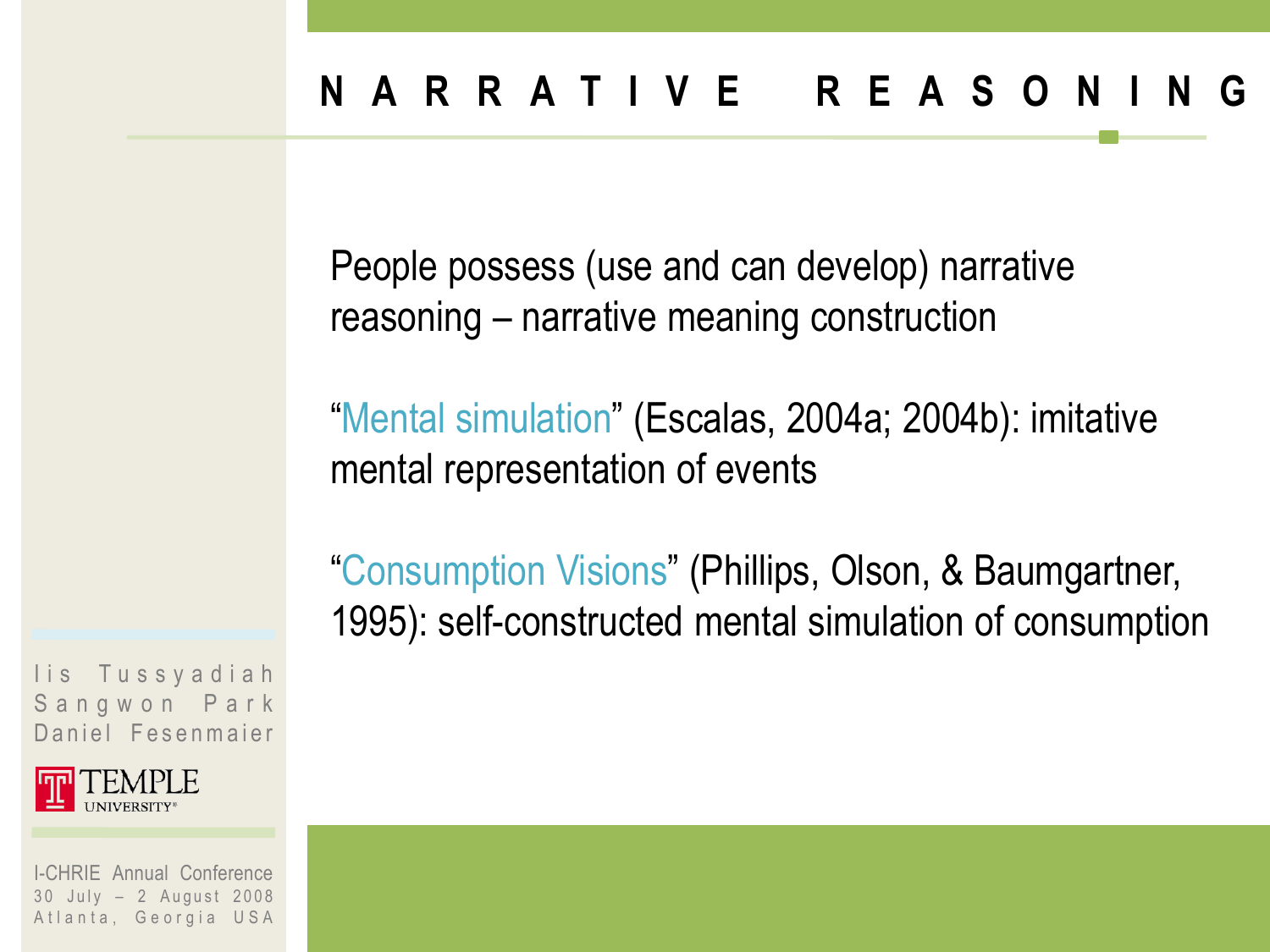# NARRATIVE REASONING

People possess (use and can develop) narrative reasoning – narrative meaning construction

"Mental simulation" (Escalas, 2004a; 2004b): imitative mental representation of events

"Consumption Visions" (Phillips, Olson, & Baumgartner, 1995): self-constructed mental simulation of consumption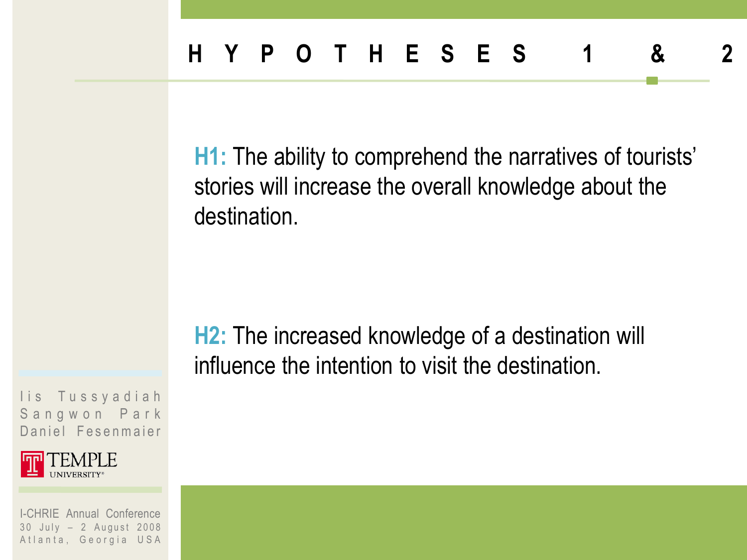# HYPOTHESES 1 & 2

**H1:** The ability to comprehend the narratives of tourists' stories will increase the overall knowledge about the destination.

**H2:** The increased knowledge of a destination will influence the intention to visit the destination.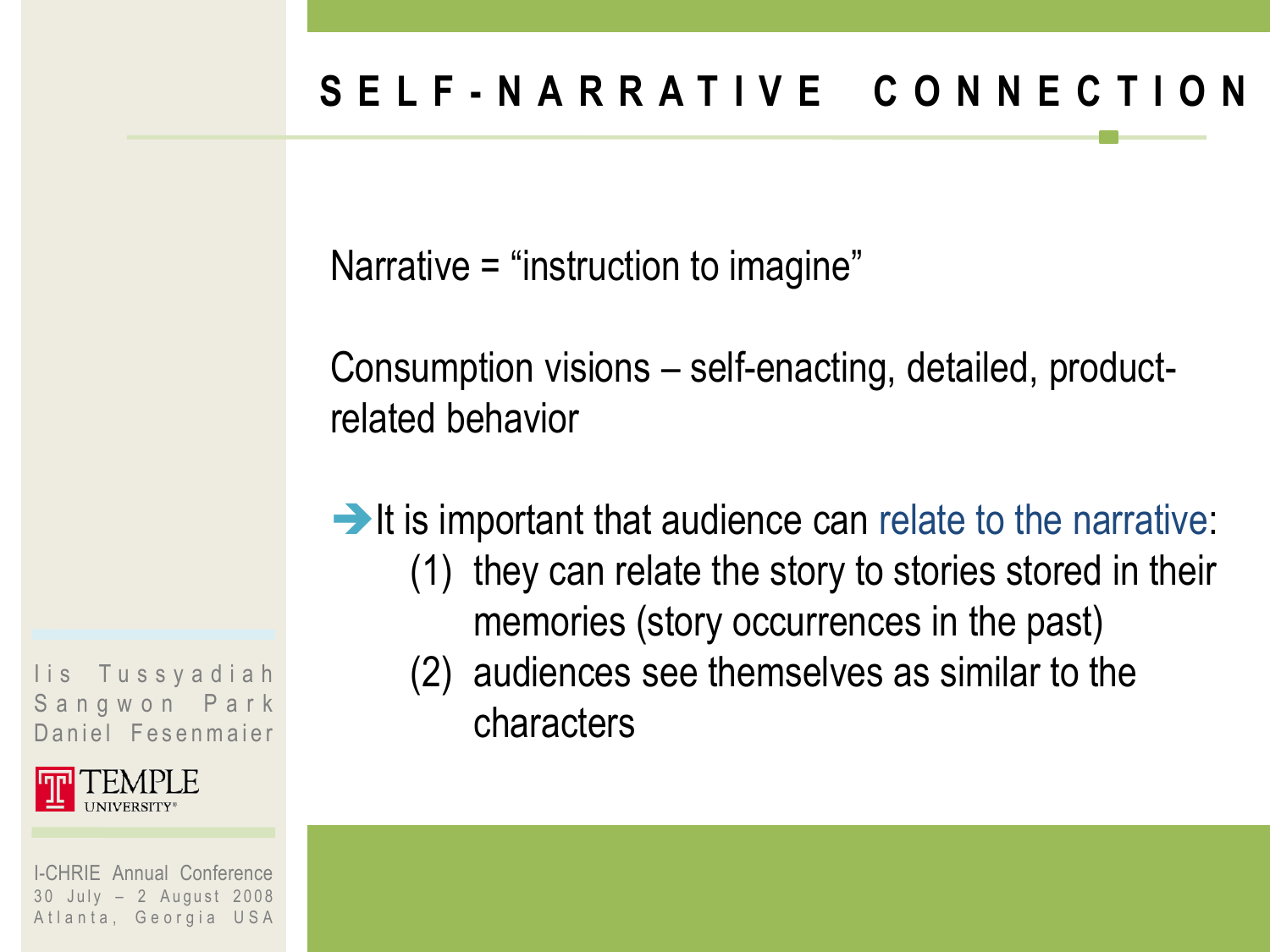# SELF-NARRATIVE CONNECTION

Narrative = "instruction to imagine"

Consumption visions – self-enacting, detailed, product-related behavior

→ It is important that audience can relate to the narrative:

1. they can relate the story to stories stored in their memories (story occurrences in the past)
2. audiences see themselves as similar to the characters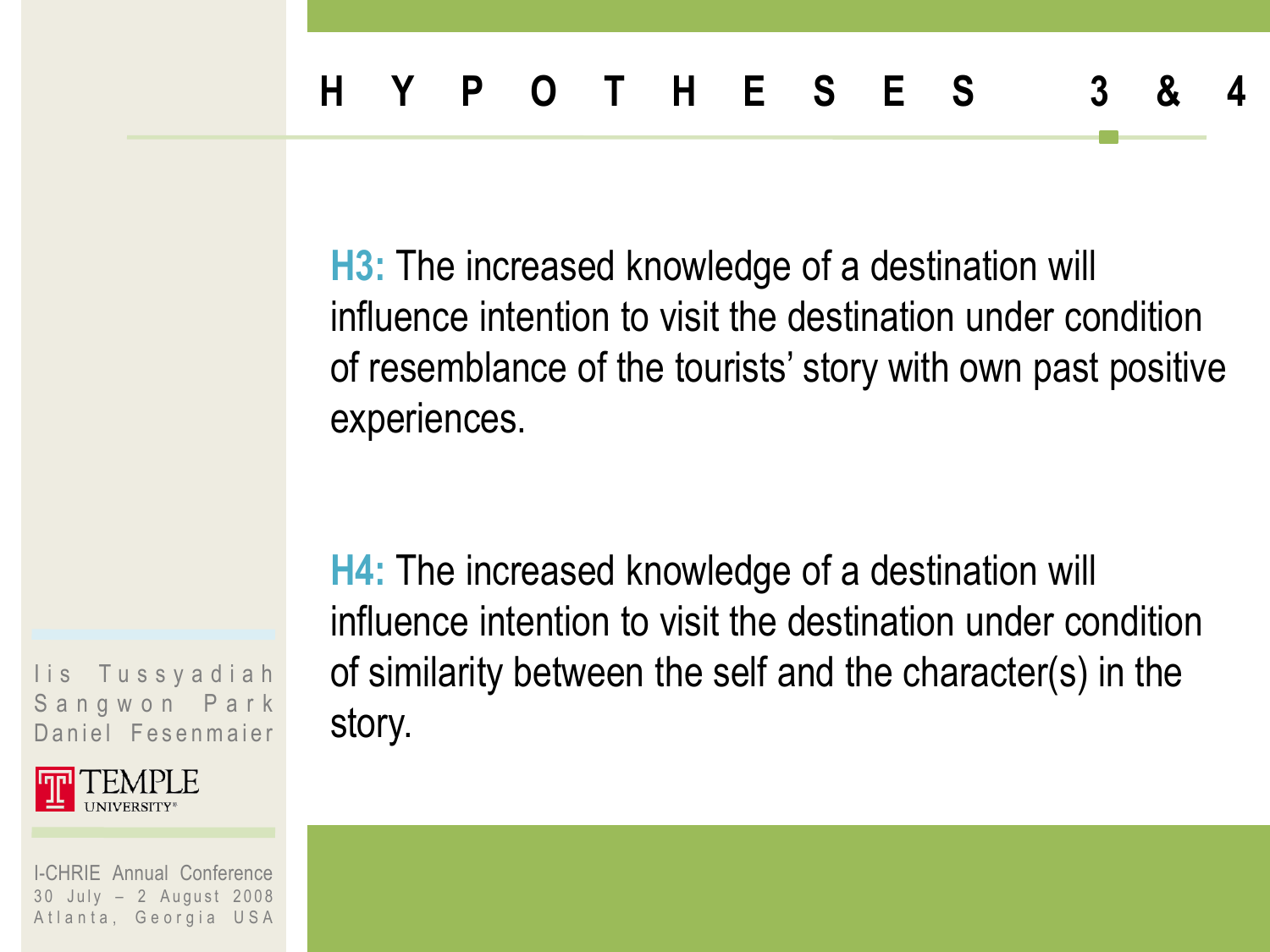# HYPOTHESES 3 & 4

**H3:** The increased knowledge of a destination will influence intention to visit the destination under condition of resemblance of the tourists' story with own past positive experiences.

**H4:** The increased knowledge of a destination will influence intention to visit the destination under condition of similarity between the self and the character(s) in the story.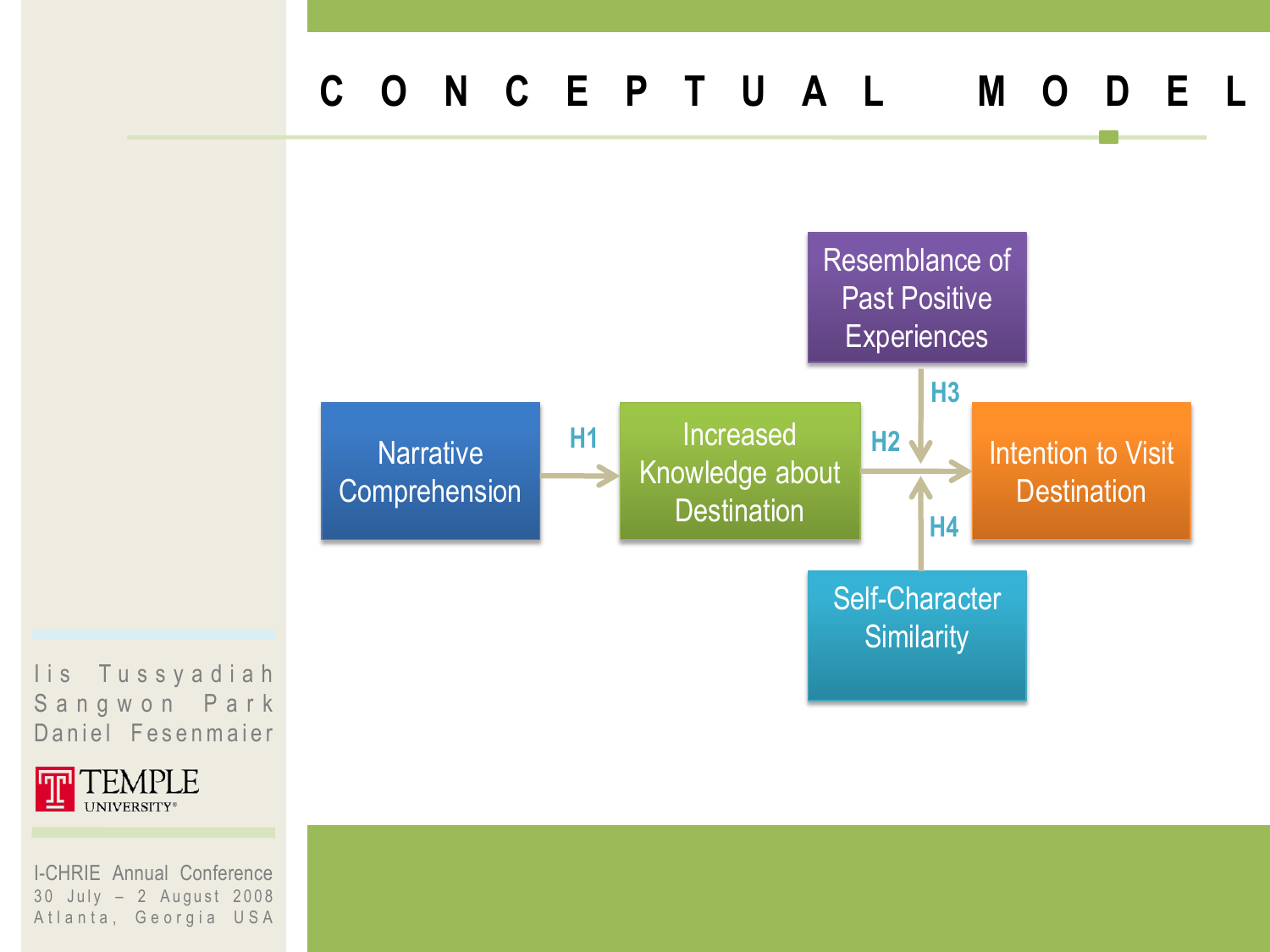# CONCEPTUAL MODEL

Narrative Comprehension → (H1) → Increased Knowledge about Destination → (H2) → Intention to Visit Destination

Resemblance of Past Positive Experiences → (H3)

Self-Character Similarity → (H4)

Iis Tussyadiah
Sangwon Park
Daniel Fesenmaier

TEMPLE UNIVERSITY

I-CHRIE Annual Conference
30 July – 2 August 2008
Atlanta, Georgia USA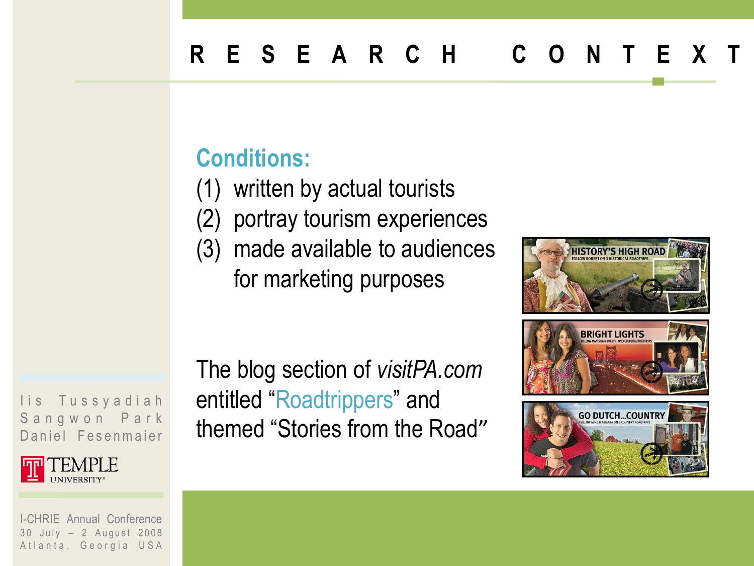# RESEARCH CONTEXT

**Conditions:**

(1) written by actual tourists
(2) portray tourism experiences
(3) made available to audiences for marketing purposes

The blog section of *visitPA.com* entitled "Roadtrippers" and themed "Stories from the Road"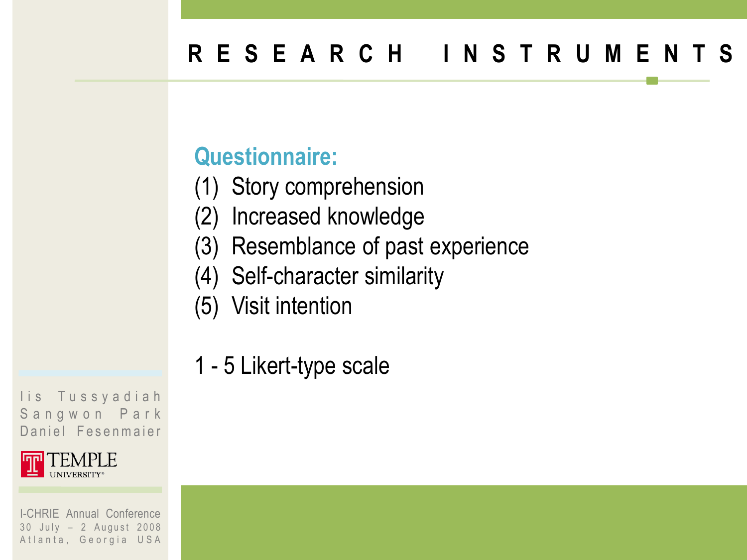# RESEARCH INSTRUMENTS

**Questionnaire:**

(1) Story comprehension
(2) Increased knowledge
(3) Resemblance of past experience
(4) Self-character similarity
(5) Visit intention

1 - 5 Likert-type scale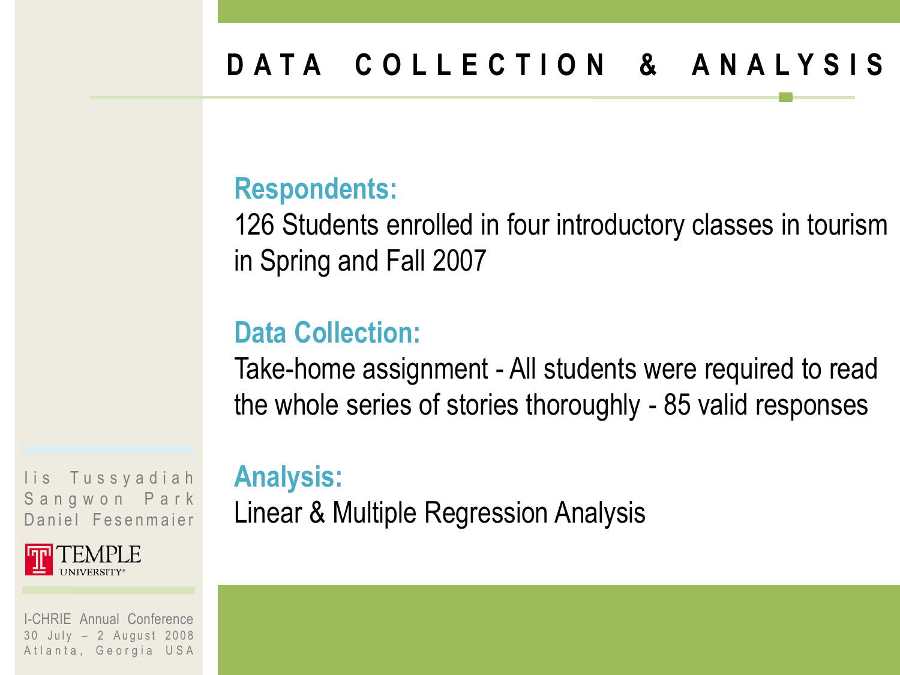# DATA COLLECTION & ANALYSIS

**Respondents:**

126 Students enrolled in four introductory classes in tourism in Spring and Fall 2007

**Data Collection:**

Take-home assignment - All students were required to read the whole series of stories thoroughly - 85 valid responses

**Analysis:**

Linear & Multiple Regression Analysis

Iis Tussyadiah
Sangwon Park
Daniel Fesenmaier

TEMPLE UNIVERSITY

I-CHRIE Annual Conference
30 July – 2 August 2008
Atlanta, Georgia USA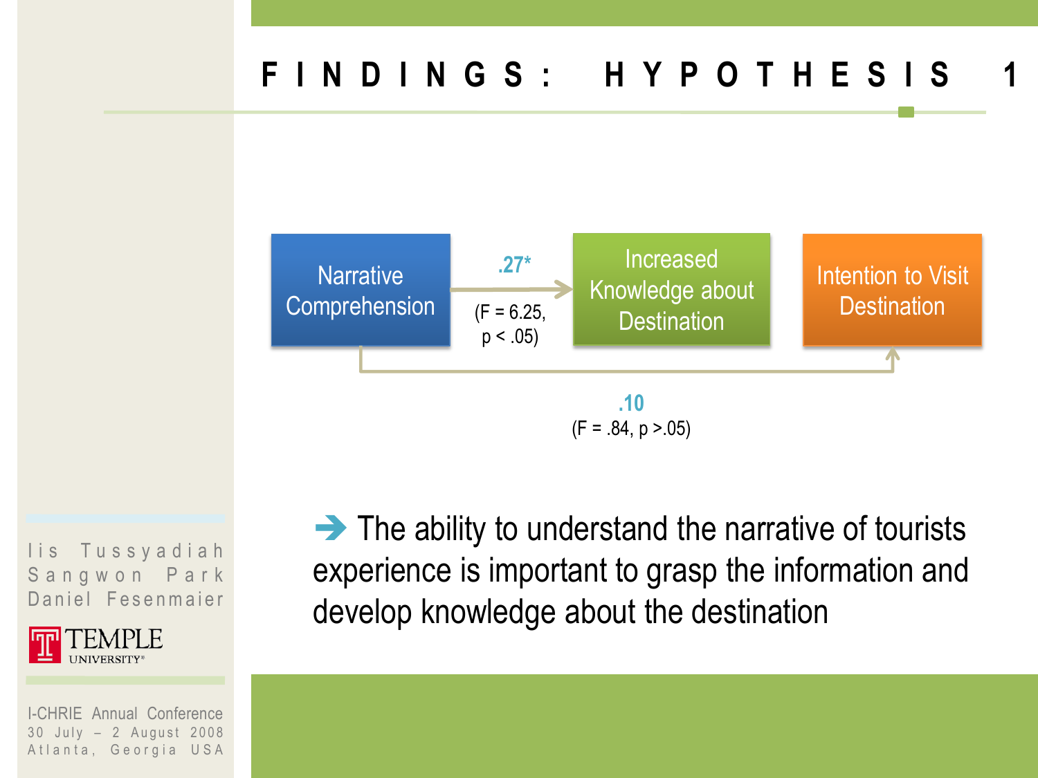# FINDINGS: HYPOTHESIS 1

Narrative Comprehension → Increased Knowledge about Destination: .27* ($F = 6.25$, $p < .05$)

Narrative Comprehension → Intention to Visit Destination: .10 ($F = .84$, $p > .05$)

➔ The ability to understand the narrative of tourists experience is important to grasp the information and develop knowledge about the destination

Iis Tussyadiah
Sangwon Park
Daniel Fesenmaier

TEMPLE UNIVERSITY

I-CHRIE Annual Conference
30 July – 2 August 2008
Atlanta, Georgia USA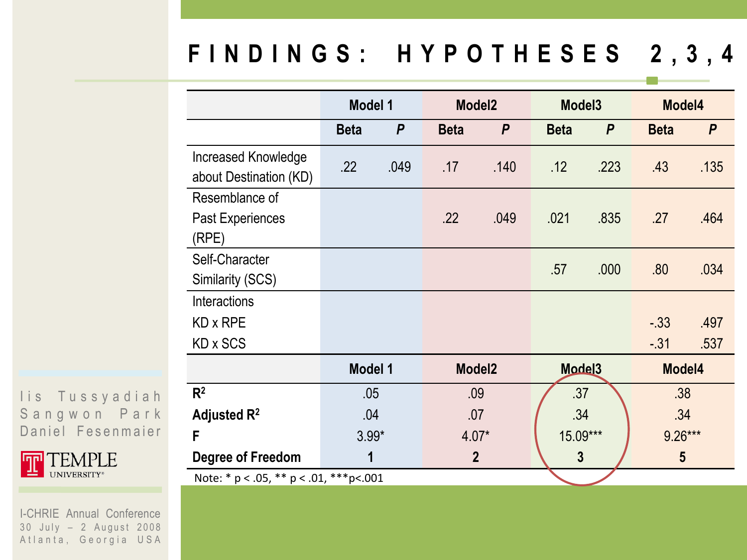# FINDINGS: HYPOTHESES 2,3,4

| | Model 1 | | Model2 | | Model3 | | Model4 | |
|---|---|---|---|---|---|---|---|---|
| | Beta | *P* | Beta | *P* | Beta | *P* | Beta | *P* |
| Increased Knowledge about Destination (KD) | .22 | .049 | .17 | .140 | .12 | .223 | .43 | .135 |
| Resemblance of Past Experiences (RPE) | | | .22 | .049 | .021 | .835 | .27 | .464 |
| Self-Character Similarity (SCS) | | | | | .57 | .000 | .80 | .034 |
| Interactions | | | | | | | | |
| KD x RPE | | | | | | | -.33 | .497 |
| KD x SCS | | | | | | | -.31 | .537 |

| | Model 1 | Model2 | Model3 | Model4 |
|---|---|---|---|---|
| $R^2$ | .05 | .09 | .37 | .38 |
| Adjusted $R^2$ | .04 | .07 | .34 | .34 |
| F | 3.99* | 4.07* | 15.09*** | 9.26*** |
| Degree of Freedom | 1 | 2 | 3 | 5 |

Note: * p < .05, ** p < .01, ***p<.001

Iis Tussyadiah
Sangwon Park
Daniel Fesenmaier

TEMPLE UNIVERSITY

I-CHRIE Annual Conference
30 July – 2 August 2008
Atlanta, Georgia USA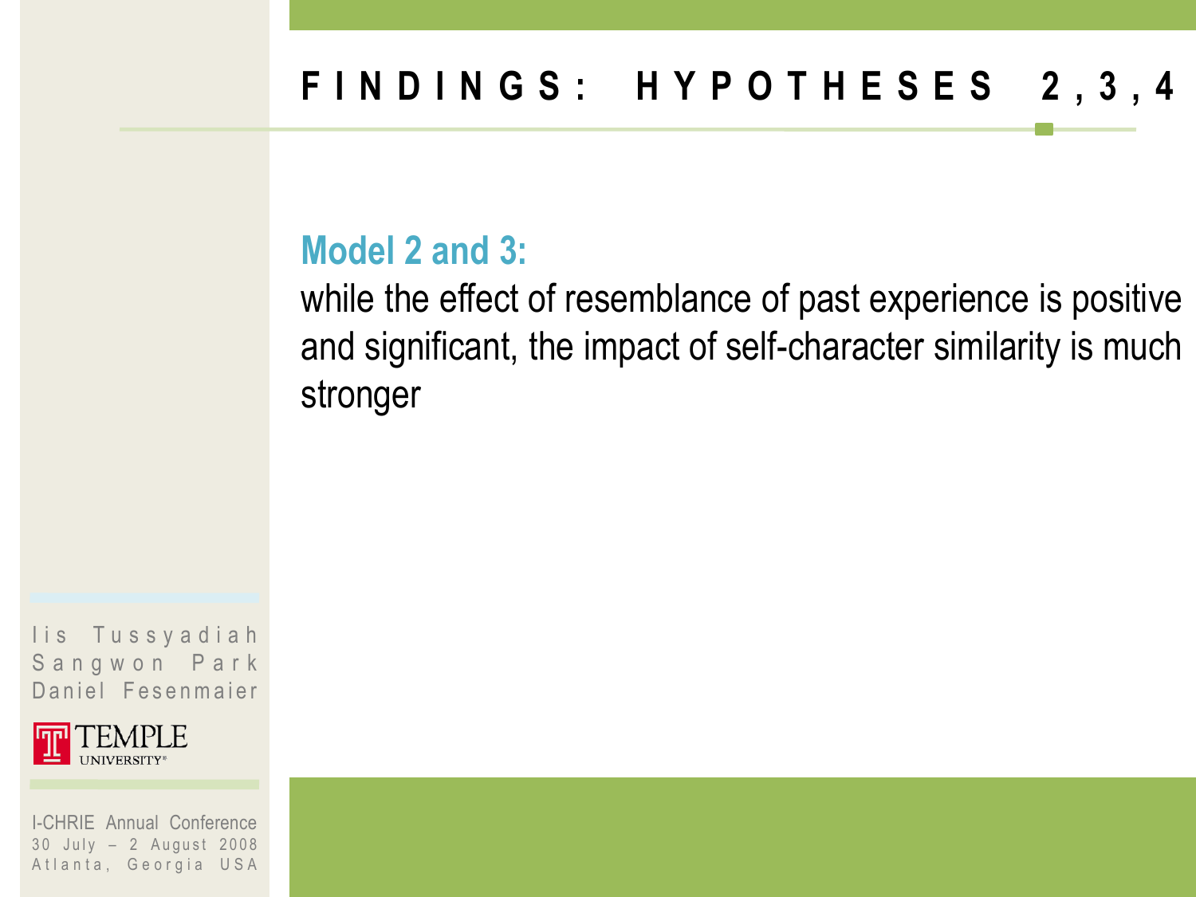# FINDINGS: HYPOTHESES 2,3,4

**Model 2 and 3:**

while the effect of resemblance of past experience is positive and significant, the impact of self-character similarity is much stronger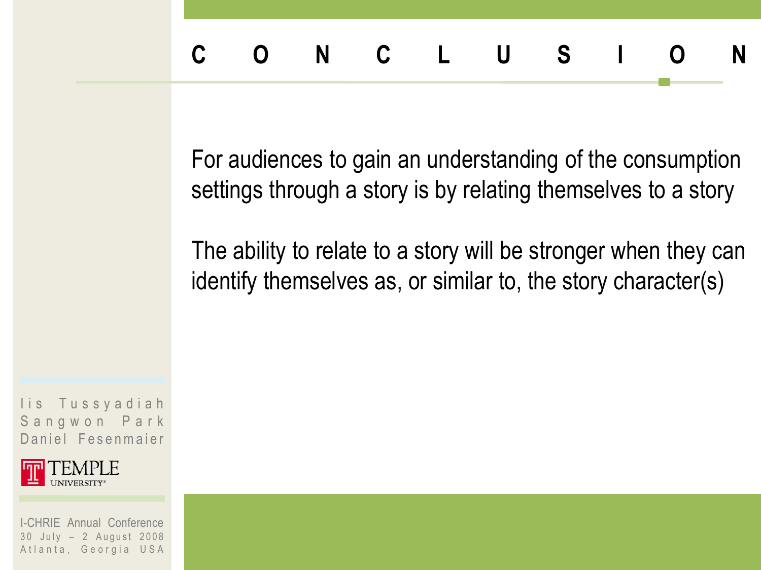# CONCLUSION

For audiences to gain an understanding of the consumption settings through a story is by relating themselves to a story

The ability to relate to a story will be stronger when they can identify themselves as, or similar to, the story character(s)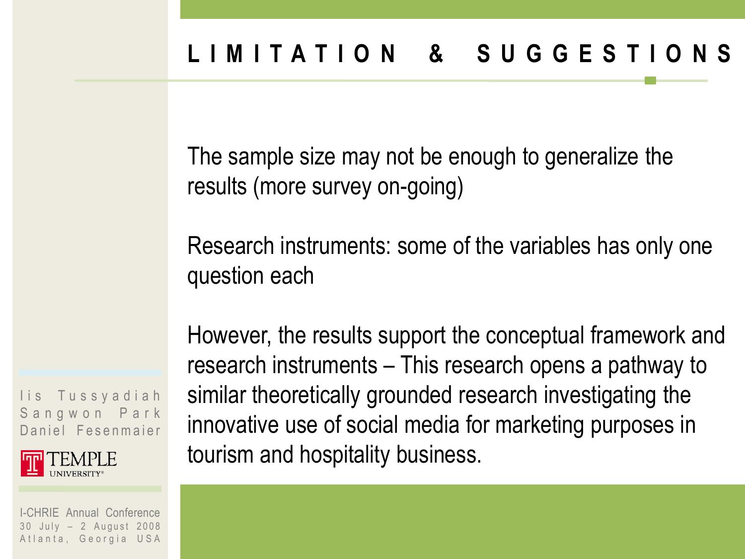# LIMITATION & SUGGESTIONS

The sample size may not be enough to generalize the results (more survey on-going)

Research instruments: some of the variables has only one question each

However, the results support the conceptual framework and research instruments – This research opens a pathway to similar theoretically grounded research investigating the innovative use of social media for marketing purposes in tourism and hospitality business.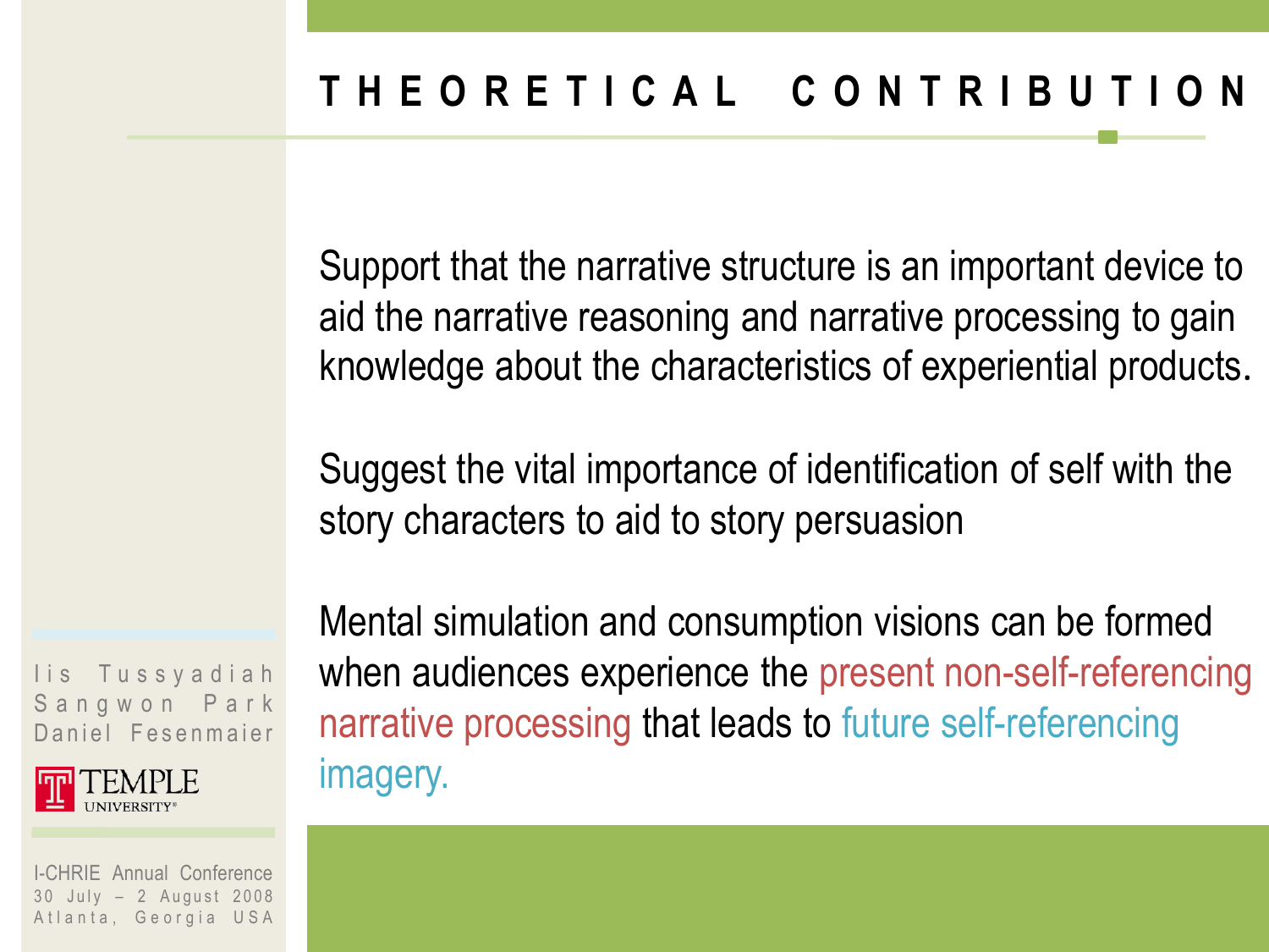# THEORETICAL CONTRIBUTION

Support that the narrative structure is an important device to aid the narrative reasoning and narrative processing to gain knowledge about the characteristics of experiential products.

Suggest the vital importance of identification of self with the story characters to aid to story persuasion

Mental simulation and consumption visions can be formed when audiences experience the present non-self-referencing narrative processing that leads to future self-referencing imagery.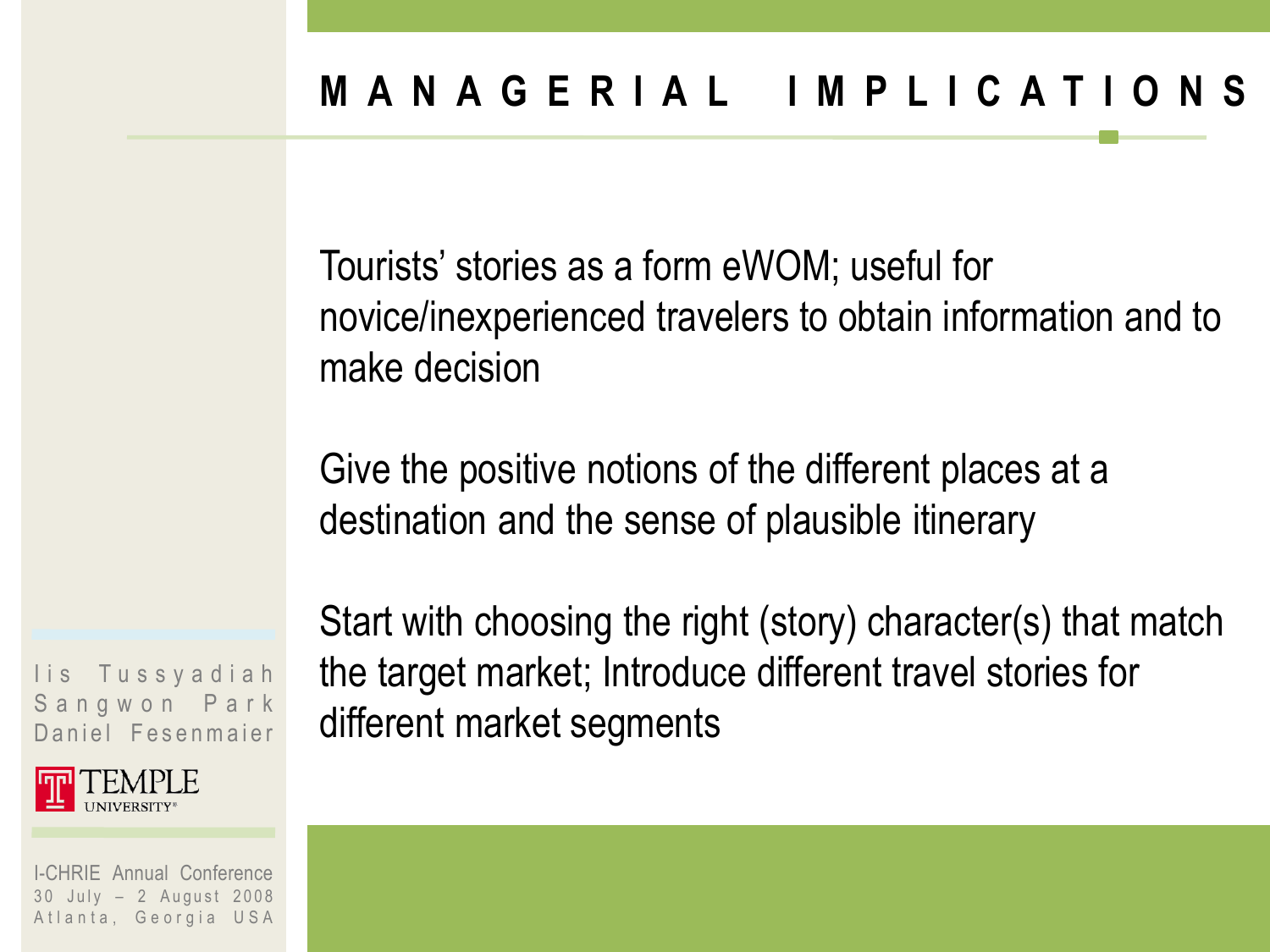# MANAGERIAL IMPLICATIONS

Tourists' stories as a form eWOM; useful for novice/inexperienced travelers to obtain information and to make decision

Give the positive notions of the different places at a destination and the sense of plausible itinerary

Start with choosing the right (story) character(s) that match the target market; Introduce different travel stories for different market segments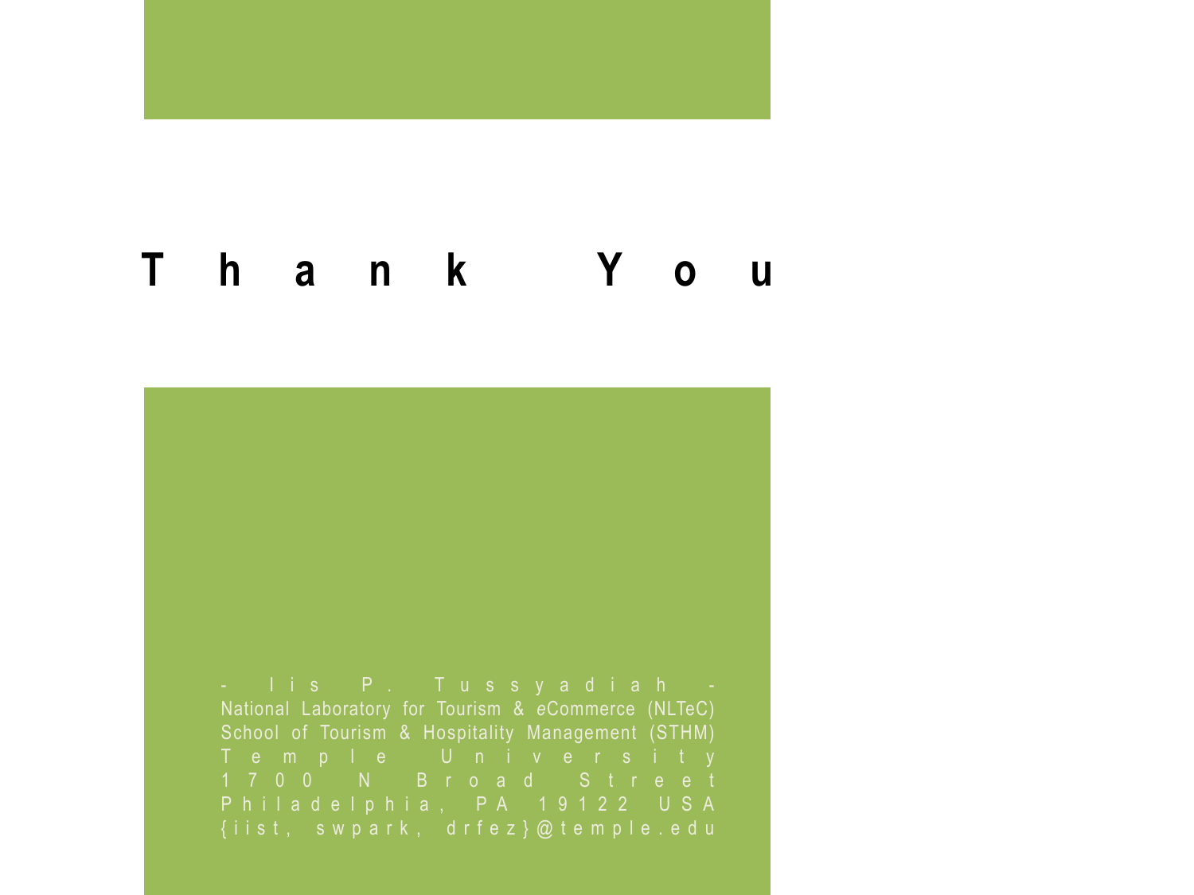# Thank You

- Iis P. Tussyadiah -
National Laboratory for Tourism & *e*Commerce (NLTeC)
School of Tourism & Hospitality Management (STHM)
Temple University
1700 N Broad Street
Philadelphia, PA 19122 USA
{iist, swpark, drfez}@temple.edu